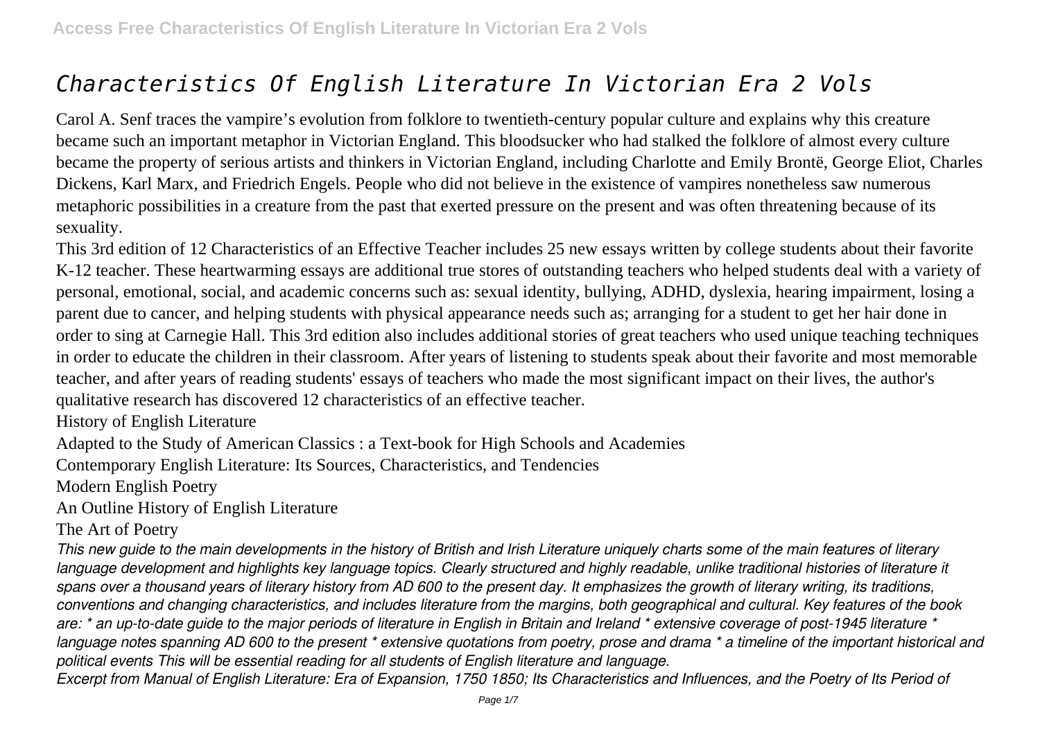# *Characteristics Of English Literature In Victorian Era 2 Vols*

Carol A. Senf traces the vampire's evolution from folklore to twentieth-century popular culture and explains why this creature became such an important metaphor in Victorian England. This bloodsucker who had stalked the folklore of almost every culture became the property of serious artists and thinkers in Victorian England, including Charlotte and Emily Brontë, George Eliot, Charles Dickens, Karl Marx, and Friedrich Engels. People who did not believe in the existence of vampires nonetheless saw numerous metaphoric possibilities in a creature from the past that exerted pressure on the present and was often threatening because of its sexuality.

This 3rd edition of 12 Characteristics of an Effective Teacher includes 25 new essays written by college students about their favorite K-12 teacher. These heartwarming essays are additional true stories of outstanding teachers who helped students deal with a variety of personal, emotional, social, and academic concerns such as: sexual identity, bullying, ADHD, dyslexia, hearing impairment, losing a parent due to cancer, and helping students with physical appearance needs such as; arranging for a student to get her hair done in order to sing at Carnegie Hall. This 3rd edition also includes additional stories of great teachers who used unique teaching techniques in order to educate the children in their classroom. After years of listening to students speak about their favorite and most memorable teacher, and after years of reading students' essays of teachers who made the most significant impact on their lives, the author's qualitative research has discovered 12 characteristics of an effective teacher.

History of English Literature

Adapted to the Study of American Classics : a Text-book for High Schools and Academies

Contemporary English Literature: Its Sources, Characteristics, and Tendencies

Modern English Poetry

An Outline History of English Literature

The Art of Poetry

*This new guide to the main developments in the history of British and Irish Literature uniquely charts some of the main features of literary language development and highlights key language topics. Clearly structured and highly readable, unlike traditional histories of literature it spans over a thousand years of literary history from AD 600 to the present day. It emphasizes the growth of literary writing, its traditions, conventions and changing characteristics, and includes literature from the margins, both geographical and cultural. Key features of the book are: * an up-to-date guide to the major periods of literature in English in Britain and Ireland * extensive coverage of post-1945 literature * language notes spanning AD 600 to the present * extensive quotations from poetry, prose and drama * a timeline of the important historical and political events This will be essential reading for all students of English literature and language.*

*Excerpt from Manual of English Literature: Era of Expansion, 1750 1850; Its Characteristics and Influences, and the Poetry of Its Period of*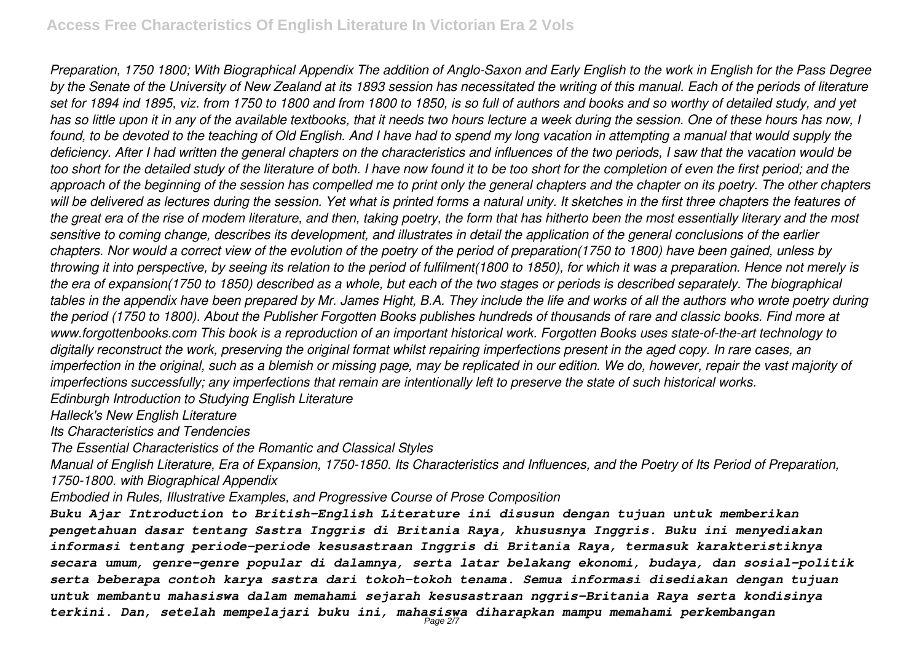*Preparation, 1750 1800; With Biographical Appendix The addition of Anglo-Saxon and Early English to the work in English for the Pass Degree by the Senate of the University of New Zealand at its 1893 session has necessitated the writing of this manual. Each of the periods of literature set for 1894 ind 1895, viz. from 1750 to 1800 and from 1800 to 1850, is so full of authors and books and so worthy of detailed study, and yet has so little upon it in any of the available textbooks, that it needs two hours lecture a week during the session. One of these hours has now, I found, to be devoted to the teaching of Old English. And I have had to spend my long vacation in attempting a manual that would supply the deficiency. After I had written the general chapters on the characteristics and influences of the two periods, I saw that the vacation would be too short for the detailed study of the literature of both. I have now found it to be too short for the completion of even the first period; and the approach of the beginning of the session has compelled me to print only the general chapters and the chapter on its poetry. The other chapters will be delivered as lectures during the session. Yet what is printed forms a natural unity. It sketches in the first three chapters the features of the great era of the rise of modem literature, and then, taking poetry, the form that has hitherto been the most essentially literary and the most sensitive to coming change, describes its development, and illustrates in detail the application of the general conclusions of the earlier chapters. Nor would a correct view of the evolution of the poetry of the period of preparation(1750 to 1800) have been gained, unless by throwing it into perspective, by seeing its relation to the period of fulfilment(1800 to 1850), for which it was a preparation. Hence not merely is the era of expansion(1750 to 1850) described as a whole, but each of the two stages or periods is described separately. The biographical tables in the appendix have been prepared by Mr. James Hight, B.A. They include the life and works of all the authors who wrote poetry during the period (1750 to 1800). About the Publisher Forgotten Books publishes hundreds of thousands of rare and classic books. Find more at www.forgottenbooks.com This book is a reproduction of an important historical work. Forgotten Books uses state-of-the-art technology to digitally reconstruct the work, preserving the original format whilst repairing imperfections present in the aged copy. In rare cases, an imperfection in the original, such as a blemish or missing page, may be replicated in our edition. We do, however, repair the vast majority of imperfections successfully; any imperfections that remain are intentionally left to preserve the state of such historical works.*

*Edinburgh Introduction to Studying English Literature*

*Halleck's New English Literature*

*Its Characteristics and Tendencies*

*The Essential Characteristics of the Romantic and Classical Styles*

*Manual of English Literature, Era of Expansion, 1750-1850. Its Characteristics and Influences, and the Poetry of Its Period of Preparation, 1750-1800. with Biographical Appendix*

*Embodied in Rules, Illustrative Examples, and Progressive Course of Prose Composition*

***Buku Ajar Introduction to British-English Literature ini disusun dengan tujuan untuk memberikan pengetahuan dasar tentang Sastra Inggris di Britania Raya, khususnya Inggris. Buku ini menyediakan informasi tentang periode-periode kesusastraan Inggris di Britania Raya, termasuk karakteristiknya secara umum, genre-genre popular di dalamnya, serta latar belakang ekonomi, budaya, dan sosial-politik serta beberapa contoh karya sastra dari tokoh-tokoh tenama. Semua informasi disediakan dengan tujuan untuk membantu mahasiswa dalam memahami sejarah kesusastraan nggris-Britania Raya serta kondisinya terkini. Dan, setelah mempelajari buku ini, mahasiswa diharapkan mampu memahami perkembangan***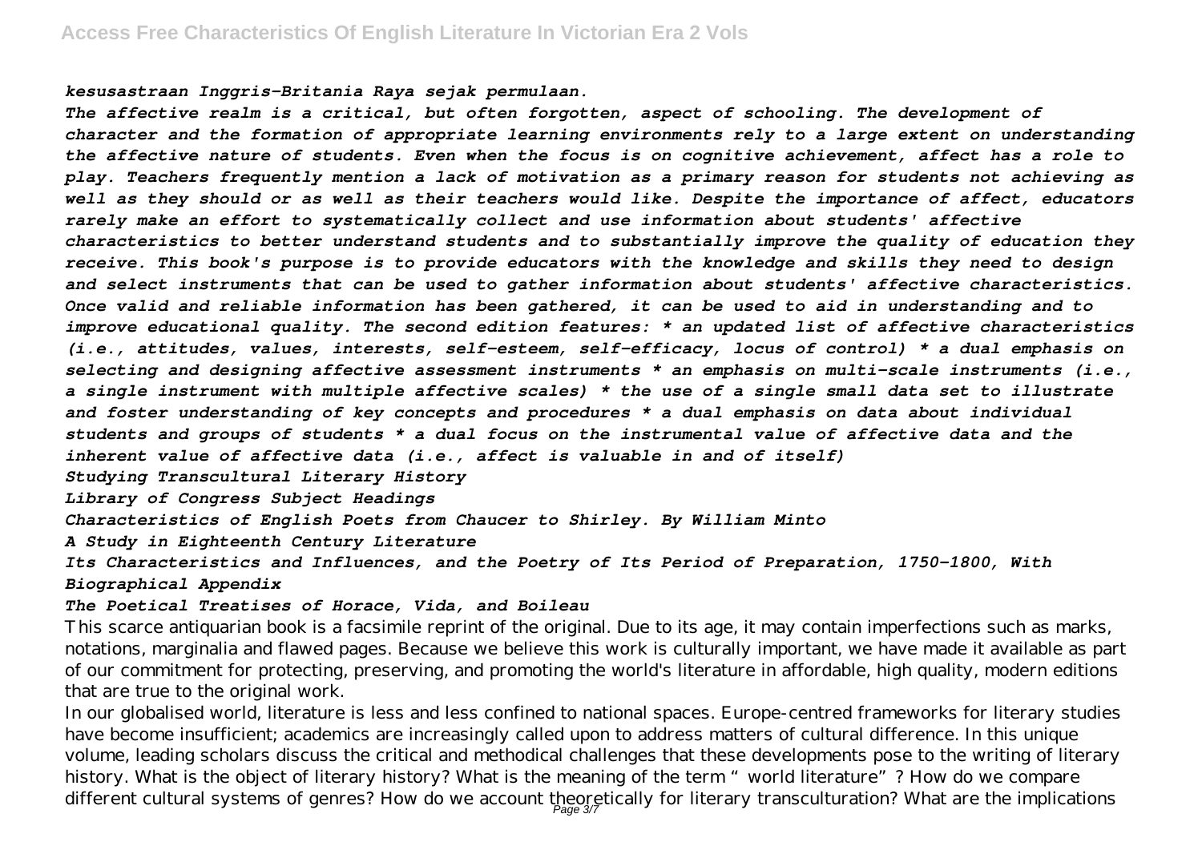*kesusastraan Inggris-Britania Raya sejak permulaan.*

*The affective realm is a critical, but often forgotten, aspect of schooling. The development of character and the formation of appropriate learning environments rely to a large extent on understanding the affective nature of students. Even when the focus is on cognitive achievement, affect has a role to play. Teachers frequently mention a lack of motivation as a primary reason for students not achieving as well as they should or as well as their teachers would like. Despite the importance of affect, educators rarely make an effort to systematically collect and use information about students' affective characteristics to better understand students and to substantially improve the quality of education they receive. This book's purpose is to provide educators with the knowledge and skills they need to design and select instruments that can be used to gather information about students' affective characteristics. Once valid and reliable information has been gathered, it can be used to aid in understanding and to improve educational quality. The second edition features: * an updated list of affective characteristics (i.e., attitudes, values, interests, self-esteem, self-efficacy, locus of control) * a dual emphasis on selecting and designing affective assessment instruments * an emphasis on multi-scale instruments (i.e., a single instrument with multiple affective scales) * the use of a single small data set to illustrate and foster understanding of key concepts and procedures * a dual emphasis on data about individual students and groups of students * a dual focus on the instrumental value of affective data and the inherent value of affective data (i.e., affect is valuable in and of itself)*

*Studying Transcultural Literary History*

*Library of Congress Subject Headings*

*Characteristics of English Poets from Chaucer to Shirley. By William Minto*

*A Study in Eighteenth Century Literature*

*Its Characteristics and Influences, and the Poetry of Its Period of Preparation, 1750-1800, With Biographical Appendix*

*The Poetical Treatises of Horace, Vida, and Boileau*

This scarce antiquarian book is a facsimile reprint of the original. Due to its age, it may contain imperfections such as marks, notations, marginalia and flawed pages. Because we believe this work is culturally important, we have made it available as part of our commitment for protecting, preserving, and promoting the world's literature in affordable, high quality, modern editions that are true to the original work.

In our globalised world, literature is less and less confined to national spaces. Europe-centred frameworks for literary studies have become insufficient; academics are increasingly called upon to address matters of cultural difference. In this unique volume, leading scholars discuss the critical and methodical challenges that these developments pose to the writing of literary history. What is the object of literary history? What is the meaning of the term "world literature"? How do we compare different cultural systems of genres? How do we account theoretically for literary transculturation? What are the implications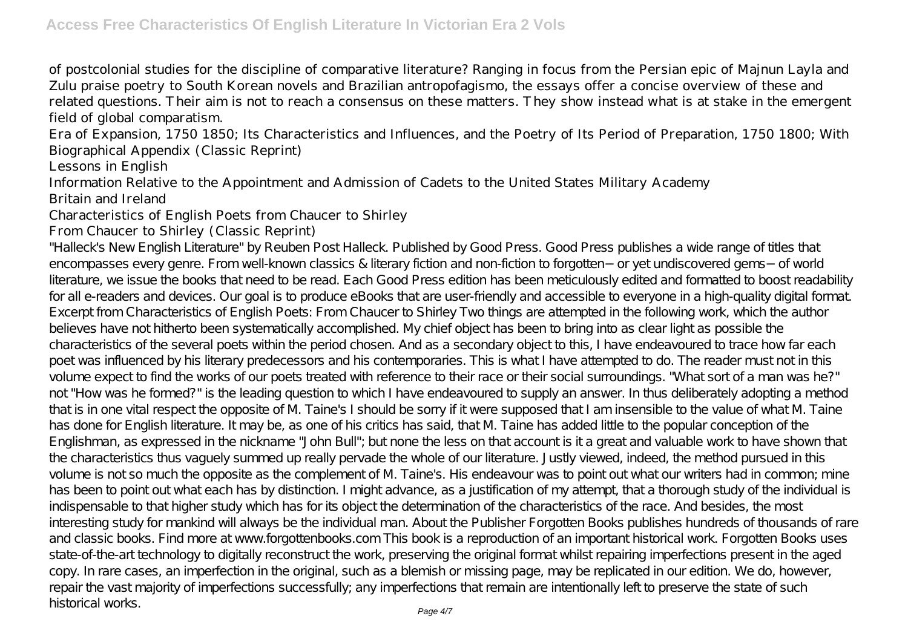of postcolonial studies for the discipline of comparative literature? Ranging in focus from the Persian epic of Majnun Layla and Zulu praise poetry to South Korean novels and Brazilian antropofagismo, the essays offer a concise overview of these and related questions. Their aim is not to reach a consensus on these matters. They show instead what is at stake in the emergent field of global comparatism.

Era of Expansion, 1750 1850; Its Characteristics and Influences, and the Poetry of Its Period of Preparation, 1750 1800; With Biographical Appendix (Classic Reprint)

Lessons in English

Information Relative to the Appointment and Admission of Cadets to the United States Military Academy

Britain and Ireland

Characteristics of English Poets from Chaucer to Shirley

From Chaucer to Shirley (Classic Reprint)

"Halleck's New English Literature" by Reuben Post Halleck. Published by Good Press. Good Press publishes a wide range of titles that encompasses every genre. From well-known classics & literary fiction and non-fiction to forgotten−or yet undiscovered gems−of world literature, we issue the books that need to be read. Each Good Press edition has been meticulously edited and formatted to boost readability for all e-readers and devices. Our goal is to produce eBooks that are user-friendly and accessible to everyone in a high-quality digital format.

Excerpt from Characteristics of English Poets: From Chaucer to Shirley Two things are attempted in the following work, which the author believes have not hitherto been systematically accomplished. My chief object has been to bring into as clear light as possible the characteristics of the several poets within the period chosen. And as a secondary object to this, I have endeavoured to trace how far each poet was influenced by his literary predecessors and his contemporaries. This is what I have attempted to do. The reader must not in this volume expect to find the works of our poets treated with reference to their race or their social surroundings. "What sort of a man was he?" not "How was he formed?" is the leading question to which I have endeavoured to supply an answer. In thus deliberately adopting a method that is in one vital respect the opposite of M. Taine's I should be sorry if it were supposed that I am insensible to the value of what M. Taine has done for English literature. It may be, as one of his critics has said, that M. Taine has added little to the popular conception of the Englishman, as expressed in the nickname "John Bull"; but none the less on that account is it a great and valuable work to have shown that the characteristics thus vaguely summed up really pervade the whole of our literature. Justly viewed, indeed, the method pursued in this volume is not so much the opposite as the complement of M. Taine's. His endeavour was to point out what our writers had in common; mine has been to point out what each has by distinction. I might advance, as a justification of my attempt, that a thorough study of the individual is indispensable to that higher study which has for its object the determination of the characteristics of the race. And besides, the most interesting study for mankind will always be the individual man. About the Publisher Forgotten Books publishes hundreds of thousands of rare and classic books. Find more at www.forgottenbooks.com This book is a reproduction of an important historical work. Forgotten Books uses state-of-the-art technology to digitally reconstruct the work, preserving the original format whilst repairing imperfections present in the aged copy. In rare cases, an imperfection in the original, such as a blemish or missing page, may be replicated in our edition. We do, however, repair the vast majority of imperfections successfully; any imperfections that remain are intentionally left to preserve the state of such historical works.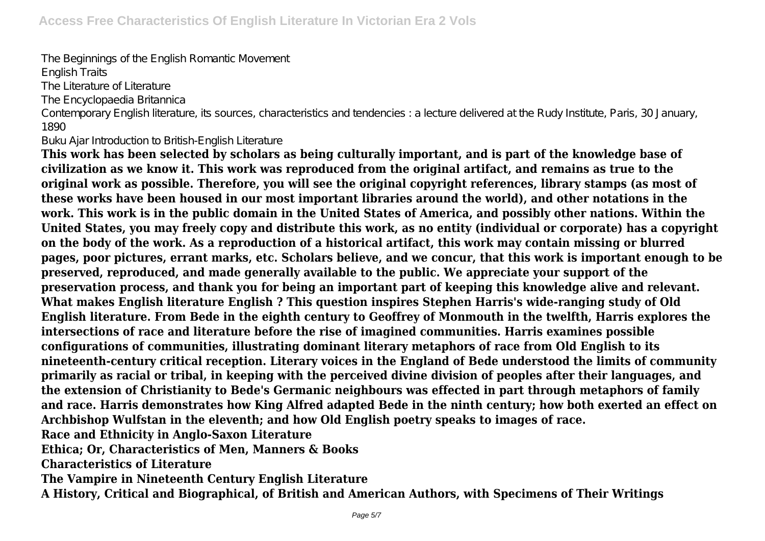The Beginnings of the English Romantic Movement

English Traits

The Literature of Literature

The Encyclopaedia Britannica

Contemporary English literature, its sources, characteristics and tendencies : a lecture delivered at the Rudy Institute, Paris, 30 January, 1890

Buku Ajar Introduction to British-English Literature

**This work has been selected by scholars as being culturally important, and is part of the knowledge base of civilization as we know it. This work was reproduced from the original artifact, and remains as true to the original work as possible. Therefore, you will see the original copyright references, library stamps (as most of these works have been housed in our most important libraries around the world), and other notations in the work. This work is in the public domain in the United States of America, and possibly other nations. Within the United States, you may freely copy and distribute this work, as no entity (individual or corporate) has a copyright on the body of the work. As a reproduction of a historical artifact, this work may contain missing or blurred pages, poor pictures, errant marks, etc. Scholars believe, and we concur, that this work is important enough to be preserved, reproduced, and made generally available to the public. We appreciate your support of the preservation process, and thank you for being an important part of keeping this knowledge alive and relevant.**

**What makes English literature English ? This question inspires Stephen Harris's wide-ranging study of Old English literature. From Bede in the eighth century to Geoffrey of Monmouth in the twelfth, Harris explores the intersections of race and literature before the rise of imagined communities. Harris examines possible configurations of communities, illustrating dominant literary metaphors of race from Old English to its nineteenth-century critical reception. Literary voices in the England of Bede understood the limits of community primarily as racial or tribal, in keeping with the perceived divine division of peoples after their languages, and the extension of Christianity to Bede's Germanic neighbours was effected in part through metaphors of family and race. Harris demonstrates how King Alfred adapted Bede in the ninth century; how both exerted an effect on Archbishop Wulfstan in the eleventh; and how Old English poetry speaks to images of race.**

**Race and Ethnicity in Anglo-Saxon Literature**

**Ethica; Or, Characteristics of Men, Manners & Books**

**Characteristics of Literature**

**The Vampire in Nineteenth Century English Literature**

**A History, Critical and Biographical, of British and American Authors, with Specimens of Their Writings**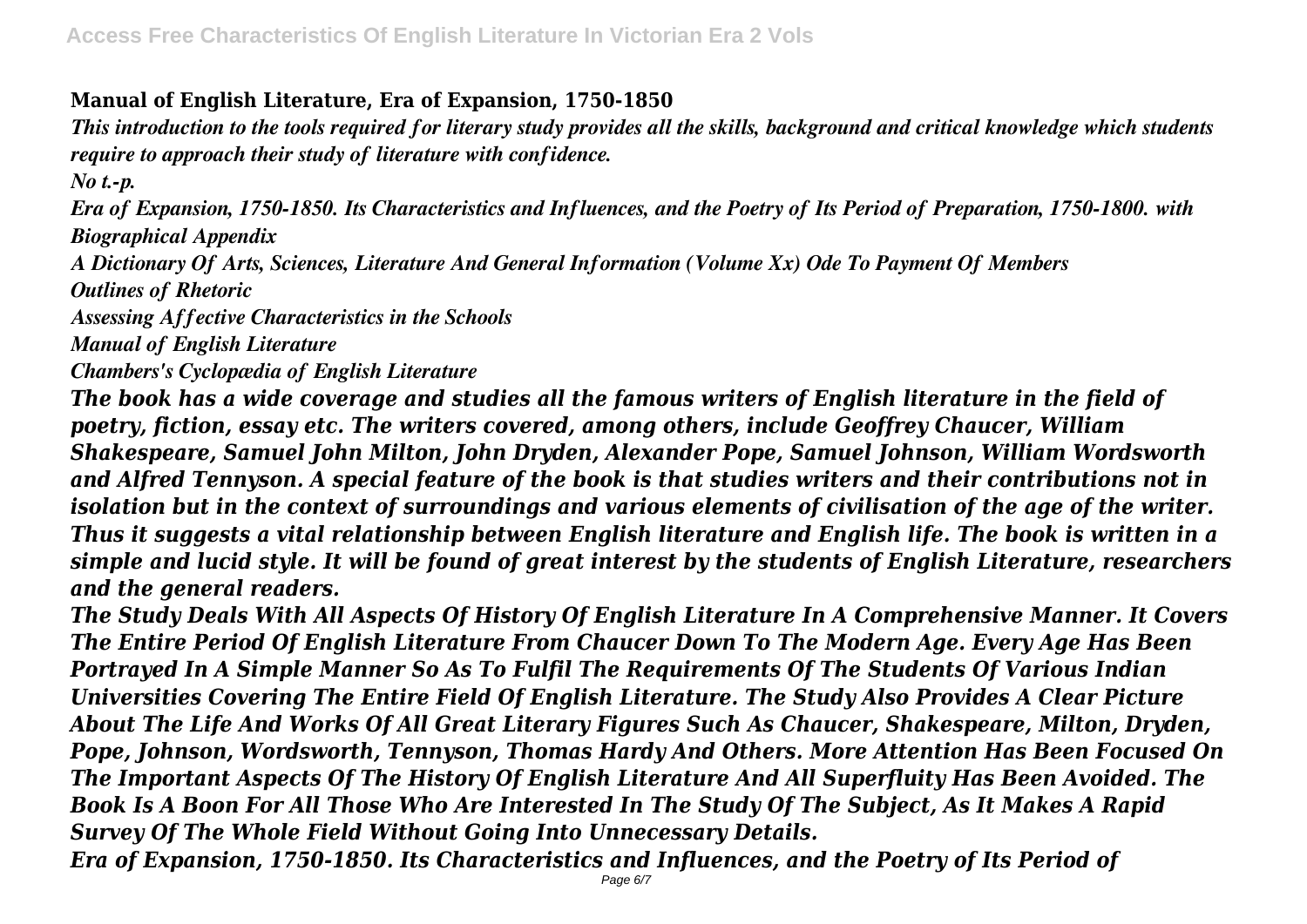**Manual of English Literature, Era of Expansion, 1750-1850**

*This introduction to the tools required for literary study provides all the skills, background and critical knowledge which students require to approach their study of literature with confidence.*

*No t.-p.*

*Era of Expansion, 1750-1850. Its Characteristics and Influences, and the Poetry of Its Period of Preparation, 1750-1800. with Biographical Appendix*

*A Dictionary Of Arts, Sciences, Literature And General Information (Volume Xx) Ode To Payment Of Members*

*Outlines of Rhetoric*

*Assessing Affective Characteristics in the Schools*

*Manual of English Literature*

*Chambers's Cyclopædia of English Literature*

***The book has a wide coverage and studies all the famous writers of English literature in the field of poetry, fiction, essay etc. The writers covered, among others, include Geoffrey Chaucer, William Shakespeare, Samuel John Milton, John Dryden, Alexander Pope, Samuel Johnson, William Wordsworth and Alfred Tennyson. A special feature of the book is that studies writers and their contributions not in isolation but in the context of surroundings and various elements of civilisation of the age of the writer. Thus it suggests a vital relationship between English literature and English life. The book is written in a simple and lucid style. It will be found of great interest by the students of English Literature, researchers and the general readers.***

***The Study Deals With All Aspects Of History Of English Literature In A Comprehensive Manner. It Covers The Entire Period Of English Literature From Chaucer Down To The Modern Age. Every Age Has Been Portrayed In A Simple Manner So As To Fulfil The Requirements Of The Students Of Various Indian Universities Covering The Entire Field Of English Literature. The Study Also Provides A Clear Picture About The Life And Works Of All Great Literary Figures Such As Chaucer, Shakespeare, Milton, Dryden, Pope, Johnson, Wordsworth, Tennyson, Thomas Hardy And Others. More Attention Has Been Focused On The Important Aspects Of The History Of English Literature And All Superfluity Has Been Avoided. The Book Is A Boon For All Those Who Are Interested In The Study Of The Subject, As It Makes A Rapid Survey Of The Whole Field Without Going Into Unnecessary Details.***

***Era of Expansion, 1750-1850. Its Characteristics and Influences, and the Poetry of Its Period of***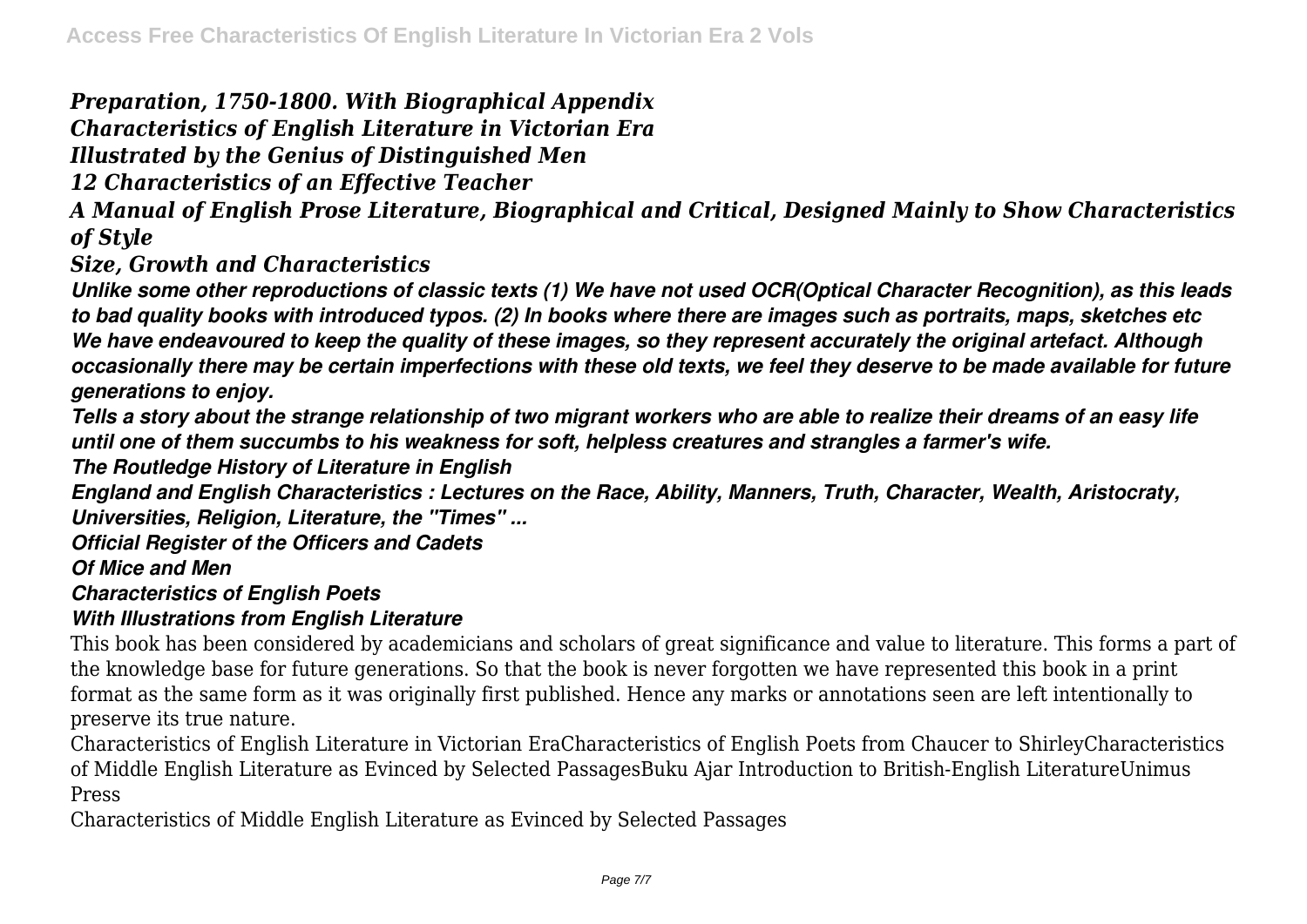*Preparation, 1750-1800. With Biographical Appendix*

*Characteristics of English Literature in Victorian Era*

*Illustrated by the Genius of Distinguished Men*

*12 Characteristics of an Effective Teacher*

*A Manual of English Prose Literature, Biographical and Critical, Designed Mainly to Show Characteristics of Style*

*Size, Growth and Characteristics*

*Unlike some other reproductions of classic texts (1) We have not used OCR(Optical Character Recognition), as this leads to bad quality books with introduced typos. (2) In books where there are images such as portraits, maps, sketches etc We have endeavoured to keep the quality of these images, so they represent accurately the original artefact. Although occasionally there may be certain imperfections with these old texts, we feel they deserve to be made available for future generations to enjoy.*

*Tells a story about the strange relationship of two migrant workers who are able to realize their dreams of an easy life until one of them succumbs to his weakness for soft, helpless creatures and strangles a farmer's wife.*

*The Routledge History of Literature in English*

*England and English Characteristics : Lectures on the Race, Ability, Manners, Truth, Character, Wealth, Aristocraty, Universities, Religion, Literature, the "Times" ...*

*Official Register of the Officers and Cadets*

*Of Mice and Men*

*Characteristics of English Poets*

*With Illustrations from English Literature*

This book has been considered by academicians and scholars of great significance and value to literature. This forms a part of the knowledge base for future generations. So that the book is never forgotten we have represented this book in a print format as the same form as it was originally first published. Hence any marks or annotations seen are left intentionally to preserve its true nature.

Characteristics of English Literature in Victorian EraCharacteristics of English Poets from Chaucer to ShirleyCharacteristics of Middle English Literature as Evinced by Selected PassagesBuku Ajar Introduction to British-English LiteratureUnimus Press

Characteristics of Middle English Literature as Evinced by Selected Passages